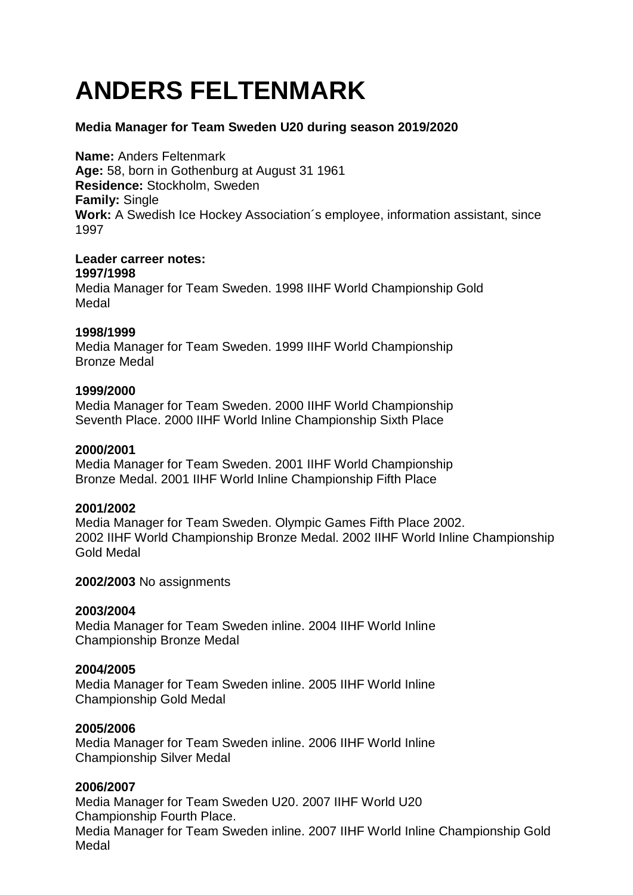# ANDERS FELTENMARK

**Media Manager for Team Sweden U20 during season 2019/2020**

**Name:** Anders Feltenmark
**Age:** 58, born in Gothenburg at August 31 1961
**Residence:** Stockholm, Sweden
**Family:** Single
**Work:** A Swedish Ice Hockey Association´s employee, information assistant, since 1997

**Leader carreer notes:**

**1997/1998**
Media Manager for Team Sweden. 1998 IIHF World Championship Gold Medal

**1998/1999**
Media Manager for Team Sweden. 1999 IIHF World Championship Bronze Medal

**1999/2000**
Media Manager for Team Sweden. 2000 IIHF World Championship Seventh Place. 2000 IIHF World Inline Championship Sixth Place

**2000/2001**
Media Manager for Team Sweden. 2001 IIHF World Championship Bronze Medal. 2001 IIHF World Inline Championship Fifth Place

**2001/2002**
Media Manager for Team Sweden. Olympic Games Fifth Place 2002. 2002 IIHF World Championship Bronze Medal. 2002 IIHF World Inline Championship Gold Medal

**2002/2003** No assignments

**2003/2004**
Media Manager for Team Sweden inline. 2004 IIHF World Inline Championship Bronze Medal

**2004/2005**
Media Manager for Team Sweden inline. 2005 IIHF World Inline Championship Gold Medal

**2005/2006**
Media Manager for Team Sweden inline. 2006 IIHF World Inline Championship Silver Medal

**2006/2007**
Media Manager for Team Sweden U20. 2007 IIHF World U20 Championship Fourth Place.
Media Manager for Team Sweden inline. 2007 IIHF World Inline Championship Gold Medal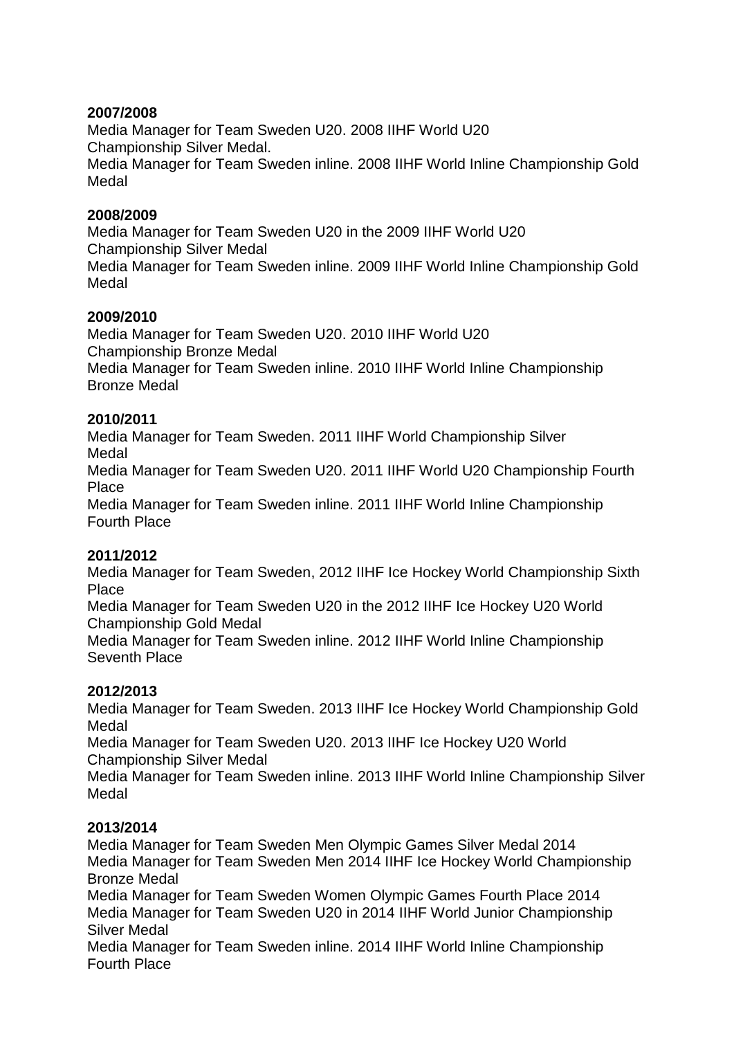**2007/2008**

Media Manager for Team Sweden U20. 2008 IIHF World U20 Championship Silver Medal.
Media Manager for Team Sweden inline. 2008 IIHF World Inline Championship Gold Medal

**2008/2009**

Media Manager for Team Sweden U20 in the 2009 IIHF World U20 Championship Silver Medal
Media Manager for Team Sweden inline. 2009 IIHF World Inline Championship Gold Medal

**2009/2010**

Media Manager for Team Sweden U20. 2010 IIHF World U20 Championship Bronze Medal
Media Manager for Team Sweden inline. 2010 IIHF World Inline Championship Bronze Medal

**2010/2011**

Media Manager for Team Sweden. 2011 IIHF World Championship Silver Medal
Media Manager for Team Sweden U20. 2011 IIHF World U20 Championship Fourth Place
Media Manager for Team Sweden inline. 2011 IIHF World Inline Championship Fourth Place

**2011/2012**

Media Manager for Team Sweden, 2012 IIHF Ice Hockey World Championship Sixth Place
Media Manager for Team Sweden U20 in the 2012 IIHF Ice Hockey U20 World Championship Gold Medal
Media Manager for Team Sweden inline. 2012 IIHF World Inline Championship Seventh Place

**2012/2013**

Media Manager for Team Sweden. 2013 IIHF Ice Hockey World Championship Gold Medal
Media Manager for Team Sweden U20. 2013 IIHF Ice Hockey U20 World Championship Silver Medal
Media Manager for Team Sweden inline. 2013 IIHF World Inline Championship Silver Medal

**2013/2014**

Media Manager for Team Sweden Men Olympic Games Silver Medal 2014
Media Manager for Team Sweden Men 2014 IIHF Ice Hockey World Championship Bronze Medal
Media Manager for Team Sweden Women Olympic Games Fourth Place 2014
Media Manager for Team Sweden U20 in 2014 IIHF World Junior Championship Silver Medal
Media Manager for Team Sweden inline. 2014 IIHF World Inline Championship Fourth Place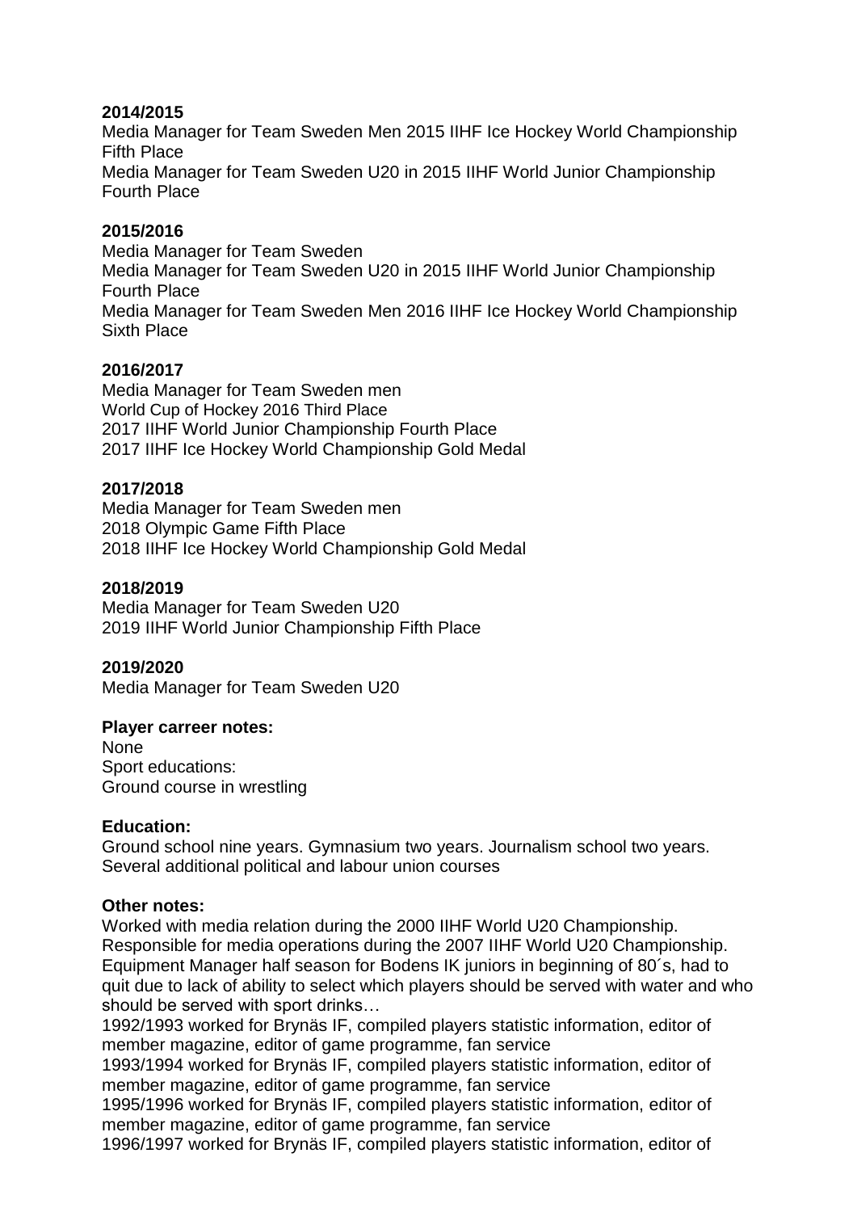**2014/2015**
Media Manager for Team Sweden Men 2015 IIHF Ice Hockey World Championship Fifth Place
Media Manager for Team Sweden U20 in 2015 IIHF World Junior Championship Fourth Place

**2015/2016**
Media Manager for Team Sweden
Media Manager for Team Sweden U20 in 2015 IIHF World Junior Championship Fourth Place
Media Manager for Team Sweden Men 2016 IIHF Ice Hockey World Championship Sixth Place

**2016/2017**
Media Manager for Team Sweden men
World Cup of Hockey 2016 Third Place
2017 IIHF World Junior Championship Fourth Place
2017 IIHF Ice Hockey World Championship Gold Medal

**2017/2018**
Media Manager for Team Sweden men
2018 Olympic Game Fifth Place
2018 IIHF Ice Hockey World Championship Gold Medal

**2018/2019**
Media Manager for Team Sweden U20
2019 IIHF World Junior Championship Fifth Place

**2019/2020**
Media Manager for Team Sweden U20

**Player carreer notes:**
None
Sport educations:
Ground course in wrestling

**Education:**
Ground school nine years. Gymnasium two years. Journalism school two years. Several additional political and labour union courses

**Other notes:**
Worked with media relation during the 2000 IIHF World U20 Championship.
Responsible for media operations during the 2007 IIHF World U20 Championship.
Equipment Manager half season for Bodens IK juniors in beginning of 80´s, had to quit due to lack of ability to select which players should be served with water and who should be served with sport drinks…
1992/1993 worked for Brynäs IF, compiled players statistic information, editor of member magazine, editor of game programme, fan service
1993/1994 worked for Brynäs IF, compiled players statistic information, editor of member magazine, editor of game programme, fan service
1995/1996 worked for Brynäs IF, compiled players statistic information, editor of member magazine, editor of game programme, fan service
1996/1997 worked for Brynäs IF, compiled players statistic information, editor of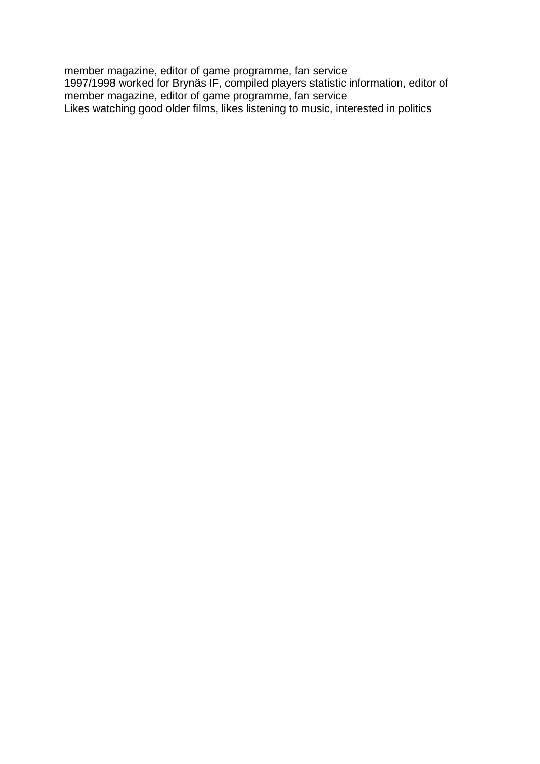member magazine, editor of game programme, fan service
1997/1998 worked for Brynäs IF, compiled players statistic information, editor of member magazine, editor of game programme, fan service
Likes watching good older films, likes listening to music, interested in politics